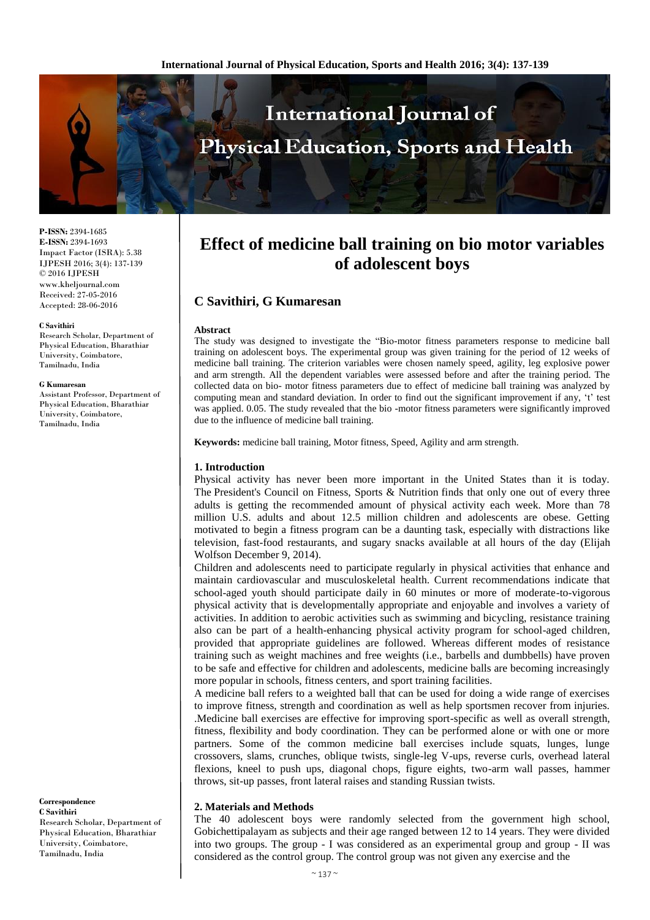**P-ISSN:** 2394-1685
**E-ISSN:** 2394-1693
Impact Factor (ISRA): 5.38
IJPESH 2016; 3(4): 137-139
© 2016 IJPESH
www.kheljournal.com
Received: 27-05-2016
Accepted: 28-06-2016

**C Savithiri**
Research Scholar, Department of Physical Education, Bharathiar University, Coimbatore, Tamilnadu, India

**G Kumaresan**
Assistant Professor, Department of Physical Education, Bharathiar University, Coimbatore, Tamilnadu, India

**Correspondence**
**C Savithiri**
Research Scholar, Department of Physical Education, Bharathiar University, Coimbatore, Tamilnadu, India

# Effect of medicine ball training on bio motor variables of adolescent boys

## C Savithiri, G Kumaresan

### Abstract

The study was designed to investigate the "Bio-motor fitness parameters response to medicine ball training on adolescent boys. The experimental group was given training for the period of 12 weeks of medicine ball training. The criterion variables were chosen namely speed, agility, leg explosive power and arm strength. All the dependent variables were assessed before and after the training period. The collected data on bio- motor fitness parameters due to effect of medicine ball training was analyzed by computing mean and standard deviation. In order to find out the significant improvement if any, 't' test was applied. 0.05. The study revealed that the bio -motor fitness parameters were significantly improved due to the influence of medicine ball training.

**Keywords:** medicine ball training, Motor fitness, Speed, Agility and arm strength.

### 1. Introduction

Physical activity has never been more important in the United States than it is today. The President's Council on Fitness, Sports & Nutrition finds that only one out of every three adults is getting the recommended amount of physical activity each week. More than 78 million U.S. adults and about 12.5 million children and adolescents are obese. Getting motivated to begin a fitness program can be a daunting task, especially with distractions like television, fast-food restaurants, and sugary snacks available at all hours of the day (Elijah Wolfson December 9, 2014).

Children and adolescents need to participate regularly in physical activities that enhance and maintain cardiovascular and musculoskeletal health. Current recommendations indicate that school-aged youth should participate daily in 60 minutes or more of moderate-to-vigorous physical activity that is developmentally appropriate and enjoyable and involves a variety of activities. In addition to aerobic activities such as swimming and bicycling, resistance training also can be part of a health-enhancing physical activity program for school-aged children, provided that appropriate guidelines are followed. Whereas different modes of resistance training such as weight machines and free weights (i.e., barbells and dumbbells) have proven to be safe and effective for children and adolescents, medicine balls are becoming increasingly more popular in schools, fitness centers, and sport training facilities.

A medicine ball refers to a weighted ball that can be used for doing a wide range of exercises to improve fitness, strength and coordination as well as help sportsmen recover from injuries. .Medicine ball exercises are effective for improving sport-specific as well as overall strength, fitness, flexibility and body coordination. They can be performed alone or with one or more partners. Some of the common medicine ball exercises include squats, lunges, lunge crossovers, slams, crunches, oblique twists, single-leg V-ups, reverse curls, overhead lateral flexions, kneel to push ups, diagonal chops, figure eights, two-arm wall passes, hammer throws, sit-up passes, front lateral raises and standing Russian twists.

### 2. Materials and Methods

The 40 adolescent boys were randomly selected from the government high school, Gobichettipalayam as subjects and their age ranged between 12 to 14 years. They were divided into two groups. The group - I was considered as an experimental group and group - II was considered as the control group. The control group was not given any exercise and the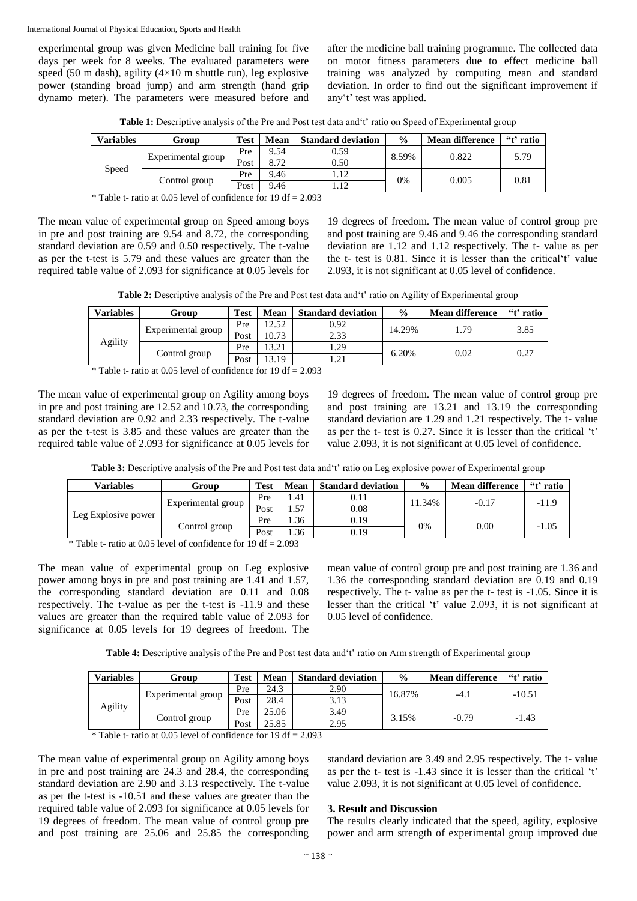experimental group was given Medicine ball training for five days per week for 8 weeks. The evaluated parameters were speed (50 m dash), agility (4×10 m shuttle run), leg explosive power (standing broad jump) and arm strength (hand grip dynamo meter). The parameters were measured before and after the medicine ball training programme. The collected data on motor fitness parameters due to effect medicine ball training was analyzed by computing mean and standard deviation. In order to find out the significant improvement if any't' test was applied.

**Table 1:** Descriptive analysis of the Pre and Post test data and't' ratio on Speed of Experimental group

| Variables | Group | Test | Mean | Standard deviation | % | Mean difference | "t' ratio |
|---|---|---|---|---|---|---|---|
| Speed | Experimental group | Pre | 9.54 | 0.59 | 8.59% | 0.822 | 5.79 |
| | | Post | 8.72 | 0.50 | | | |
| | Control group | Pre | 9.46 | 1.12 | 0% | 0.005 | 0.81 |
| | | Post | 9.46 | 1.12 | | | |

\* Table t- ratio at 0.05 level of confidence for 19 df = 2.093

The mean value of experimental group on Speed among boys in pre and post training are 9.54 and 8.72, the corresponding standard deviation are 0.59 and 0.50 respectively. The t-value as per the t-test is 5.79 and these values are greater than the required table value of 2.093 for significance at 0.05 levels for 19 degrees of freedom. The mean value of control group pre and post training are 9.46 and 9.46 the corresponding standard deviation are 1.12 and 1.12 respectively. The t- value as per the t- test is 0.81. Since it is lesser than the critical't' value 2.093, it is not significant at 0.05 level of confidence.

**Table 2:** Descriptive analysis of the Pre and Post test data and't' ratio on Agility of Experimental group

| Variables | Group | Test | Mean | Standard deviation | % | Mean difference | "t' ratio |
|---|---|---|---|---|---|---|---|
| Agility | Experimental group | Pre | 12.52 | 0.92 | 14.29% | 1.79 | 3.85 |
| | | Post | 10.73 | 2.33 | | | |
| | Control group | Pre | 13.21 | 1.29 | 6.20% | 0.02 | 0.27 |
| | | Post | 13.19 | 1.21 | | | |

\* Table t- ratio at 0.05 level of confidence for 19 df = 2.093

The mean value of experimental group on Agility among boys in pre and post training are 12.52 and 10.73, the corresponding standard deviation are 0.92 and 2.33 respectively. The t-value as per the t-test is 3.85 and these values are greater than the required table value of 2.093 for significance at 0.05 levels for 19 degrees of freedom. The mean value of control group pre and post training are 13.21 and 13.19 the corresponding standard deviation are 1.29 and 1.21 respectively. The t- value as per the t- test is 0.27. Since it is lesser than the critical 't' value 2.093, it is not significant at 0.05 level of confidence.

**Table 3:** Descriptive analysis of the Pre and Post test data and't' ratio on Leg explosive power of Experimental group

| Variables | Group | Test | Mean | Standard deviation | % | Mean difference | "t' ratio |
|---|---|---|---|---|---|---|---|
| Leg Explosive power | Experimental group | Pre | 1.41 | 0.11 | 11.34% | -0.17 | -11.9 |
| | | Post | 1.57 | 0.08 | | | |
| | Control group | Pre | 1.36 | 0.19 | 0% | 0.00 | -1.05 |
| | | Post | 1.36 | 0.19 | | | |

\* Table t- ratio at 0.05 level of confidence for 19 df = 2.093

The mean value of experimental group on Leg explosive power among boys in pre and post training are 1.41 and 1.57, the corresponding standard deviation are 0.11 and 0.08 respectively. The t-value as per the t-test is -11.9 and these values are greater than the required table value of 2.093 for significance at 0.05 levels for 19 degrees of freedom. The mean value of control group pre and post training are 1.36 and 1.36 the corresponding standard deviation are 0.19 and 0.19 respectively. The t- value as per the t- test is -1.05. Since it is lesser than the critical 't' value 2.093, it is not significant at 0.05 level of confidence.

**Table 4:** Descriptive analysis of the Pre and Post test data and't' ratio on Arm strength of Experimental group

| Variables | Group | Test | Mean | Standard deviation | % | Mean difference | "t' ratio |
|---|---|---|---|---|---|---|---|
| Agility | Experimental group | Pre | 24.3 | 2.90 | 16.87% | -4.1 | -10.51 |
| | | Post | 28.4 | 3.13 | | | |
| | Control group | Pre | 25.06 | 3.49 | 3.15% | -0.79 | -1.43 |
| | | Post | 25.85 | 2.95 | | | |

\* Table t- ratio at 0.05 level of confidence for 19 df = 2.093

The mean value of experimental group on Agility among boys in pre and post training are 24.3 and 28.4, the corresponding standard deviation are 2.90 and 3.13 respectively. The t-value as per the t-test is -10.51 and these values are greater than the required table value of 2.093 for significance at 0.05 levels for 19 degrees of freedom. The mean value of control group pre and post training are 25.06 and 25.85 the corresponding standard deviation are 3.49 and 2.95 respectively. The t- value as per the t- test is -1.43 since it is lesser than the critical 't' value 2.093, it is not significant at 0.05 level of confidence.

### 3. Result and Discussion

The results clearly indicated that the speed, agility, explosive power and arm strength of experimental group improved due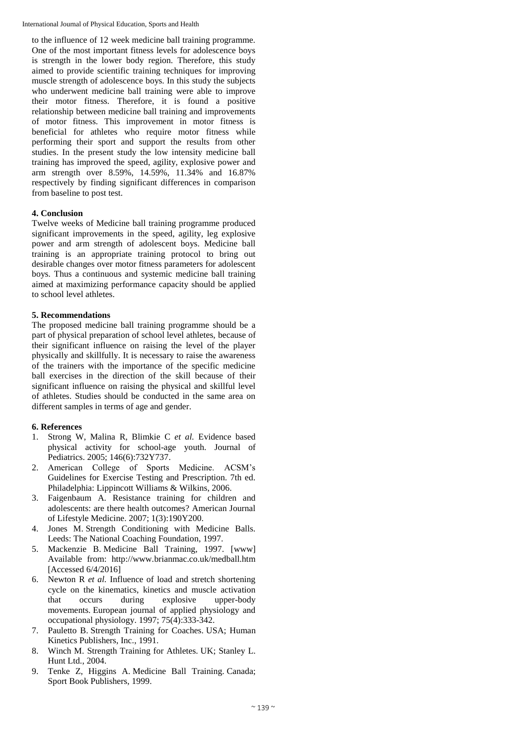to the influence of 12 week medicine ball training programme. One of the most important fitness levels for adolescence boys is strength in the lower body region. Therefore, this study aimed to provide scientific training techniques for improving muscle strength of adolescence boys. In this study the subjects who underwent medicine ball training were able to improve their motor fitness. Therefore, it is found a positive relationship between medicine ball training and improvements of motor fitness. This improvement in motor fitness is beneficial for athletes who require motor fitness while performing their sport and support the results from other studies. In the present study the low intensity medicine ball training has improved the speed, agility, explosive power and arm strength over 8.59%, 14.59%, 11.34% and 16.87% respectively by finding significant differences in comparison from baseline to post test.

## 4. Conclusion

Twelve weeks of Medicine ball training programme produced significant improvements in the speed, agility, leg explosive power and arm strength of adolescent boys. Medicine ball training is an appropriate training protocol to bring out desirable changes over motor fitness parameters for adolescent boys. Thus a continuous and systemic medicine ball training aimed at maximizing performance capacity should be applied to school level athletes.

## 5. Recommendations

The proposed medicine ball training programme should be a part of physical preparation of school level athletes, because of their significant influence on raising the level of the player physically and skillfully. It is necessary to raise the awareness of the trainers with the importance of the specific medicine ball exercises in the direction of the skill because of their significant influence on raising the physical and skillful level of athletes. Studies should be conducted in the same area on different samples in terms of age and gender.

## 6. References

1. Strong W, Malina R, Blimkie C *et al.* Evidence based physical activity for school-age youth. Journal of Pediatrics. 2005; 146(6):732Y737.
2. American College of Sports Medicine. ACSM's Guidelines for Exercise Testing and Prescription. 7th ed. Philadelphia: Lippincott Williams & Wilkins, 2006.
3. Faigenbaum A. Resistance training for children and adolescents: are there health outcomes? American Journal of Lifestyle Medicine. 2007; 1(3):190Y200.
4. Jones M. Strength Conditioning with Medicine Balls. Leeds: The National Coaching Foundation, 1997.
5. Mackenzie B. Medicine Ball Training, 1997. [www] Available from: http://www.brianmac.co.uk/medball.htm [Accessed 6/4/2016]
6. Newton R *et al.* Influence of load and stretch shortening cycle on the kinematics, kinetics and muscle activation that occurs during explosive upper-body movements. European journal of applied physiology and occupational physiology. 1997; 75(4):333-342.
7. Pauletto B. Strength Training for Coaches. USA; Human Kinetics Publishers, Inc., 1991.
8. Winch M. Strength Training for Athletes. UK; Stanley L. Hunt Ltd., 2004.
9. Tenke Z, Higgins A. Medicine Ball Training. Canada; Sport Book Publishers, 1999.